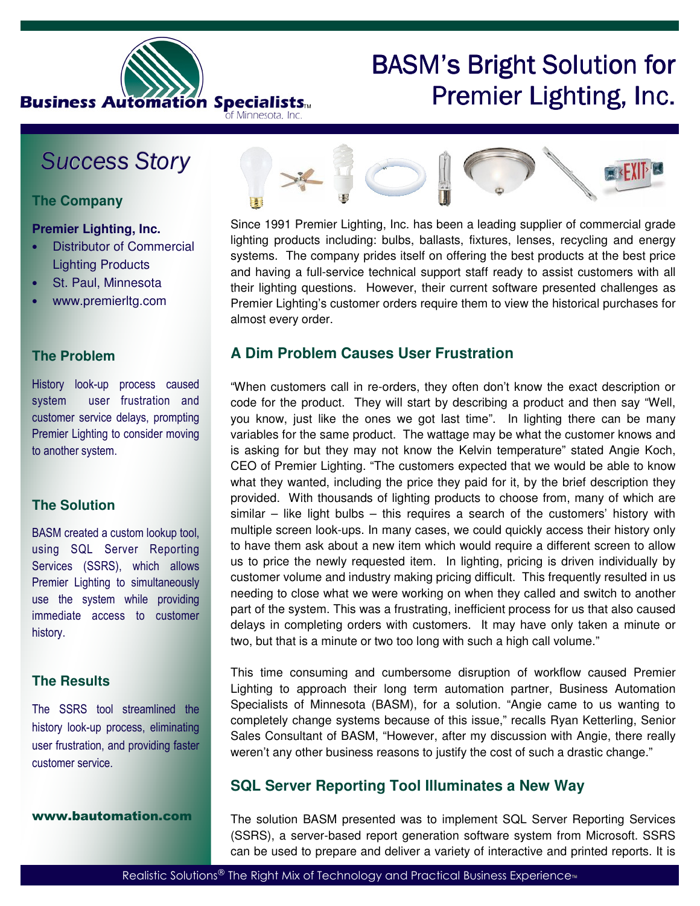Business Automation Specialists™ of Minnesota, Inc.

# BASM's Bright Solution for Premier Lighting, Inc.

## Success Story

### The Company

**Premier Lighting, Inc.**

- Distributor of Commercial Lighting Products
- St. Paul, Minnesota
- www.premierltg.com

### The Problem

History look-up process caused system user frustration and customer service delays, prompting Premier Lighting to consider moving to another system.

### The Solution

BASM created a custom lookup tool, using SQL Server Reporting Services (SSRS), which allows Premier Lighting to simultaneously use the system while providing immediate access to customer history.

### The Results

The SSRS tool streamlined the history look-up process, eliminating user frustration, and providing faster customer service.

**www.bautomation.com**

Since 1991 Premier Lighting, Inc. has been a leading supplier of commercial grade lighting products including: bulbs, ballasts, fixtures, lenses, recycling and energy systems. The company prides itself on offering the best products at the best price and having a full-service technical support staff ready to assist customers with all their lighting questions. However, their current software presented challenges as Premier Lighting's customer orders require them to view the historical purchases for almost every order.

## A Dim Problem Causes User Frustration

"When customers call in re-orders, they often don't know the exact description or code for the product. They will start by describing a product and then say "Well, you know, just like the ones we got last time". In lighting there can be many variables for the same product. The wattage may be what the customer knows and is asking for but they may not know the Kelvin temperature" stated Angie Koch, CEO of Premier Lighting. "The customers expected that we would be able to know what they wanted, including the price they paid for it, by the brief description they provided. With thousands of lighting products to choose from, many of which are similar – like light bulbs – this requires a search of the customers' history with multiple screen look-ups. In many cases, we could quickly access their history only to have them ask about a new item which would require a different screen to allow us to price the newly requested item. In lighting, pricing is driven individually by customer volume and industry making pricing difficult. This frequently resulted in us needing to close what we were working on when they called and switch to another part of the system. This was a frustrating, inefficient process for us that also caused delays in completing orders with customers. It may have only taken a minute or two, but that is a minute or two too long with such a high call volume."

This time consuming and cumbersome disruption of workflow caused Premier Lighting to approach their long term automation partner, Business Automation Specialists of Minnesota (BASM), for a solution. "Angie came to us wanting to completely change systems because of this issue," recalls Ryan Ketterling, Senior Sales Consultant of BASM, "However, after my discussion with Angie, there really weren't any other business reasons to justify the cost of such a drastic change."

## SQL Server Reporting Tool Illuminates a New Way

The solution BASM presented was to implement SQL Server Reporting Services (SSRS), a server-based report generation software system from Microsoft. SSRS can be used to prepare and deliver a variety of interactive and printed reports. It is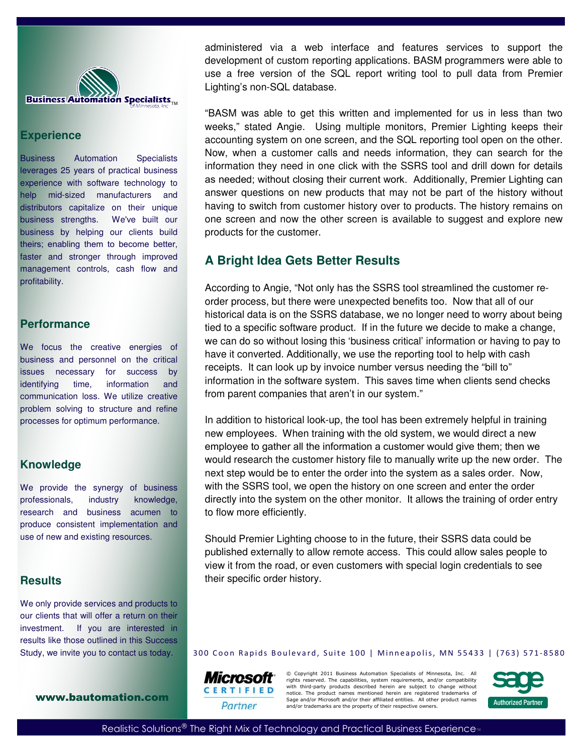administered via a web interface and features services to support the development of custom reporting applications. BASM programmers were able to use a free version of the SQL report writing tool to pull data from Premier Lighting's non-SQL database.

"BASM was able to get this written and implemented for us in less than two weeks," stated Angie. Using multiple monitors, Premier Lighting keeps their accounting system on one screen, and the SQL reporting tool open on the other. Now, when a customer calls and needs information, they can search for the information they need in one click with the SSRS tool and drill down for details as needed; without closing their current work. Additionally, Premier Lighting can answer questions on new products that may not be part of the history without having to switch from customer history over to products. The history remains on one screen and now the other screen is available to suggest and explore new products for the customer.

## A Bright Idea Gets Better Results

According to Angie, "Not only has the SSRS tool streamlined the customer re-order process, but there were unexpected benefits too. Now that all of our historical data is on the SSRS database, we no longer need to worry about being tied to a specific software product. If in the future we decide to make a change, we can do so without losing this 'business critical' information or having to pay to have it converted. Additionally, we use the reporting tool to help with cash receipts. It can look up by invoice number versus needing the "bill to" information in the software system. This saves time when clients send checks from parent companies that aren't in our system."

In addition to historical look-up, the tool has been extremely helpful in training new employees. When training with the old system, we would direct a new employee to gather all the information a customer would give them; then we would research the customer history file to manually write up the new order. The next step would be to enter the order into the system as a sales order. Now, with the SSRS tool, we open the history on one screen and enter the order directly into the system on the other monitor. It allows the training of order entry to flow more efficiently.

Should Premier Lighting choose to in the future, their SSRS data could be published externally to allow remote access. This could allow sales people to view it from the road, or even customers with special login credentials to see their specific order history.

Business Automation Specialists of Minnesota, Inc.

## Experience

Business Automation Specialists leverages 25 years of practical business experience with software technology to help mid-sized manufacturers and distributors capitalize on their unique business strengths. We've built our business by helping our clients build theirs; enabling them to become better, faster and stronger through improved management controls, cash flow and profitability.

## Performance

We focus the creative energies of business and personnel on the critical issues necessary for success by identifying time, information and communication loss. We utilize creative problem solving to structure and refine processes for optimum performance.

## Knowledge

We provide the synergy of business professionals, industry knowledge, research and business acumen to produce consistent implementation and use of new and existing resources.

## Results

We only provide services and products to our clients that will offer a return on their investment. If you are interested in results like those outlined in this Success Study, we invite you to contact us today.

**www.bautomation.com**

300 Coon Rapids Boulevard, Suite 100 | Minneapolis, MN 55433 | (763) 571-8580

Microsoft CERTIFIED Partner

© Copyright 2011 Business Automation Specialists of Minnesota, Inc. All rights reserved. The capabilities, system requirements, and/or compatibility with third-party products described herein are subject to change without notice. The product names mentioned herein are registered trademarks of Sage and/or Microsoft and/or their affiliated entities. All other product names and/or trademarks are the property of their respective owners.

sage Authorized Partner

Realistic Solutions® The Right Mix of Technology and Practical Business Experience™